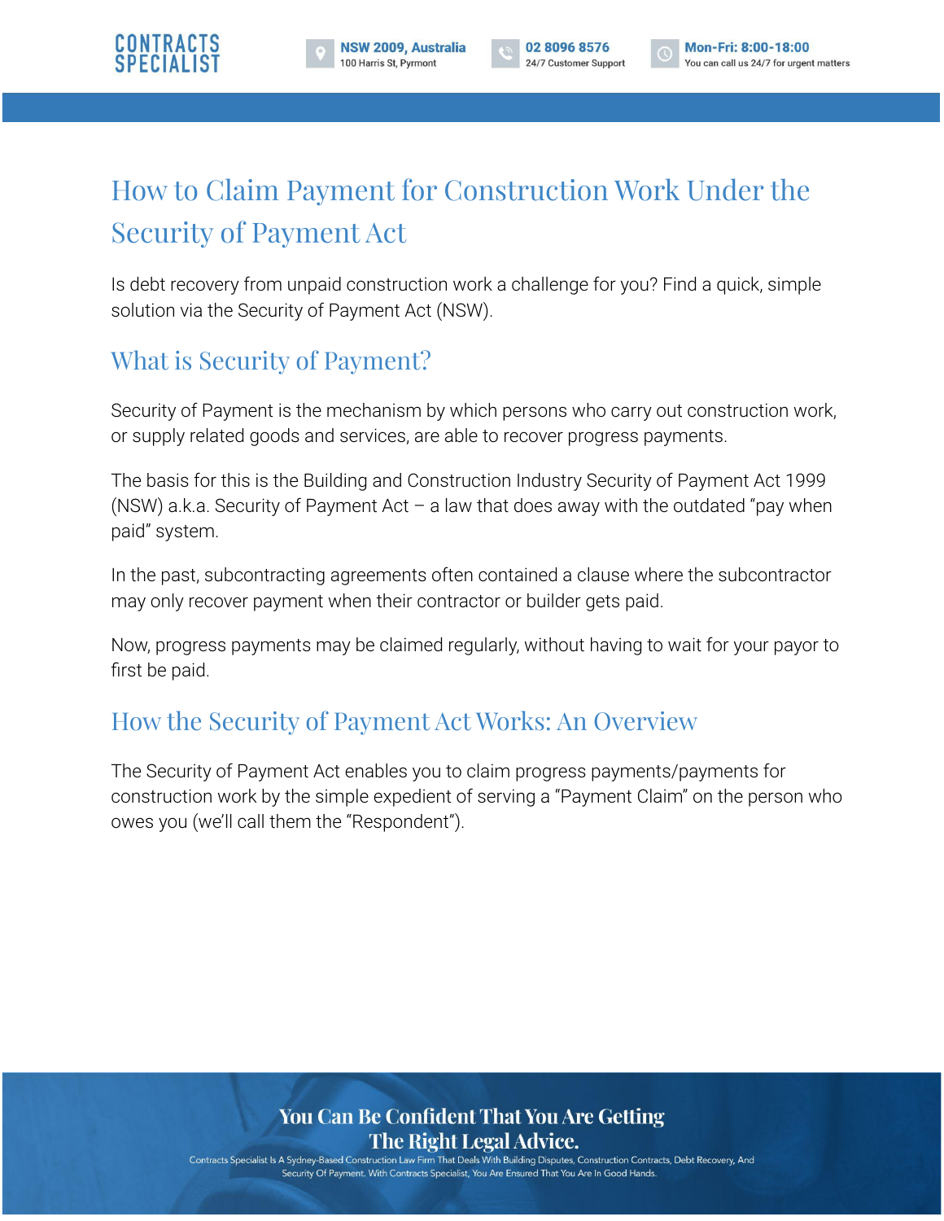# How to Claim Payment for Construction Work Under the Security of Payment Act

Is debt recovery from unpaid construction work a challenge for you? Find a quick, simple solution via the Security of Payment Act (NSW).

## What is Security of Payment?

Security of Payment is the mechanism by which persons who carry out construction work, or supply related goods and services, are able to recover progress payments.

The basis for this is the Building and Construction Industry Security of Payment Act 1999 (NSW) a.k.a. Security of Payment Act – a law that does away with the outdated "pay when paid" system.

In the past, subcontracting agreements often contained a clause where the subcontractor may only recover payment when their contractor or builder gets paid.

Now, progress payments may be claimed regularly, without having to wait for your payor to first be paid.

## How the Security of Payment Act Works: An Overview

The Security of Payment Act enables you to claim progress payments/payments for construction work by the simple expedient of serving a "Payment Claim" on the person who owes you (we'll call them the "Respondent").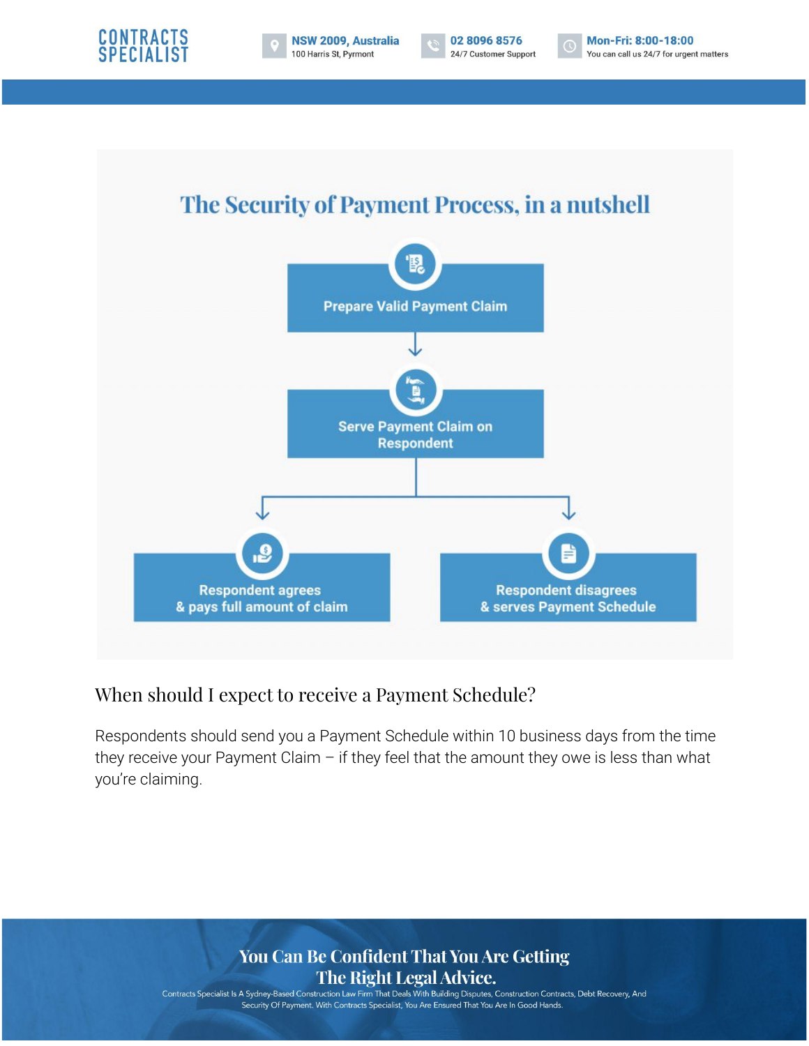## The Security of Payment Process, in a nutshell

Prepare Valid Payment Claim

Serve Payment Claim on Respondent

Respondent agrees & pays full amount of claim

Respondent disagrees & serves Payment Schedule

### When should I expect to receive a Payment Schedule?

Respondents should send you a Payment Schedule within 10 business days from the time they receive your Payment Claim – if they feel that the amount they owe is less than what you're claiming.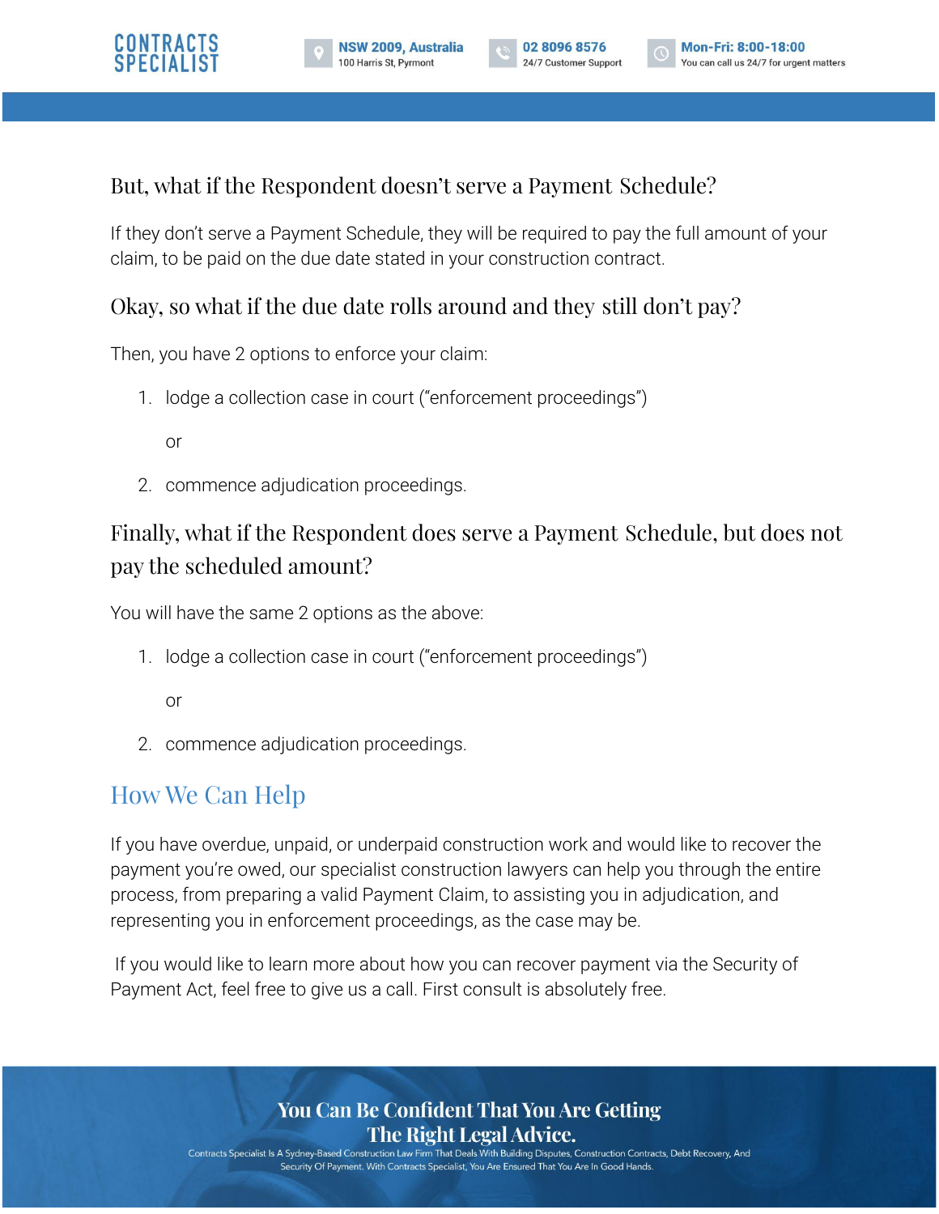## But, what if the Respondent doesn't serve a Payment Schedule?

If they don't serve a Payment Schedule, they will be required to pay the full amount of your claim, to be paid on the due date stated in your construction contract.

## Okay, so what if the due date rolls around and they still don't pay?

Then, you have 2 options to enforce your claim:

1. lodge a collection case in court ("enforcement proceedings")

   or

2. commence adjudication proceedings.

## Finally, what if the Respondent does serve a Payment Schedule, but does not pay the scheduled amount?

You will have the same 2 options as the above:

1. lodge a collection case in court ("enforcement proceedings")

   or

2. commence adjudication proceedings.

# How We Can Help

If you have overdue, unpaid, or underpaid construction work and would like to recover the payment you're owed, our specialist construction lawyers can help you through the entire process, from preparing a valid Payment Claim, to assisting you in adjudication, and representing you in enforcement proceedings, as the case may be.

If you would like to learn more about how you can recover payment via the Security of Payment Act, feel free to give us a call. First consult is absolutely free.

**You Can Be Confident That You Are Getting The Right Legal Advice.**

Contracts Specialist Is A Sydney-Based Construction Law Firm That Deals With Building Disputes, Construction Contracts, Debt Recovery, And Security Of Payment. With Contracts Specialist, You Are Ensured That You Are In Good Hands.